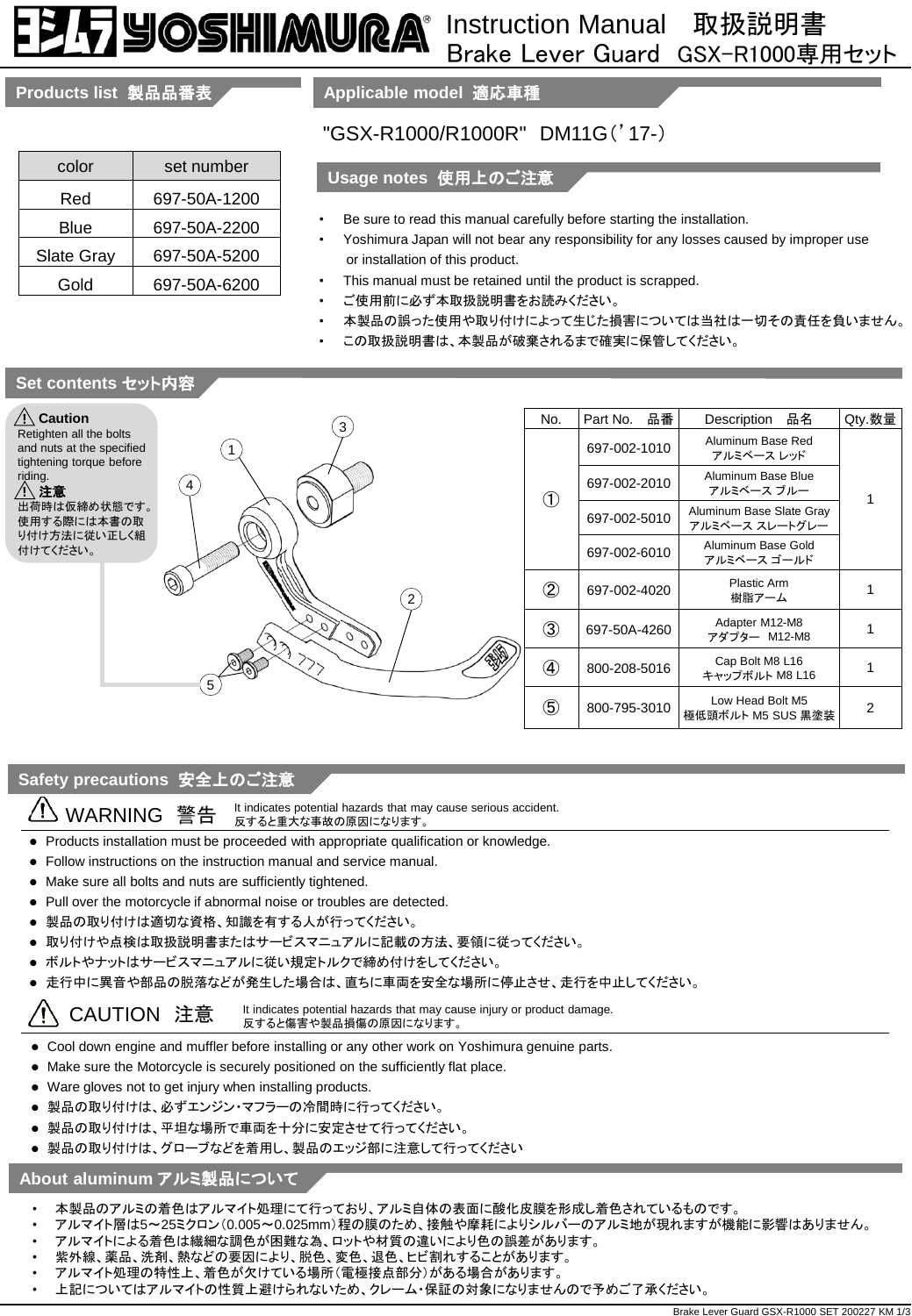# YOSHIMURA Instruction Manual 取扱説明書
## Brake Lever Guard GSX-R1000専用セット

## Products list 製品品番表

| color | set number |
|---|---|
| Red | 697-50A-1200 |
| Blue | 697-50A-2200 |
| Slate Gray | 697-50A-5200 |
| Gold | 697-50A-6200 |

## Applicable model 適応車種

"GSX-R1000/R1000R" DM11G(’17-)

## Usage notes 使用上のご注意

- Be sure to read this manual carefully before starting the installation.
- Yoshimura Japan will not bear any responsibility for any losses caused by improper use or installation of this product.
- This manual must be retained until the product is scrapped.
- ご使用前に必ず本取扱説明書をお読みください。
- 本製品の誤った使用や取り付けによって生じた損害については当社は一切その責任を負いません。
- この取扱説明書は、本製品が破棄されるまで確実に保管してください。

## Set contents セット内容

**⚠ Caution**
Retighten all the bolts and nuts at the specified tightening torque before riding.

**⚠ 注意**
出荷時は仮締め状態です。使用する際には本書の取り付け方法に従い正しく組付けてください。

| No. | Part No. 品番 | Description 品名 | Qty.数量 |
|---|---|---|---|
| ① | 697-002-1010 | Aluminum Base Red アルミベース レッド | 1 |
| | 697-002-2010 | Aluminum Base Blue アルミベース ブルー | |
| | 697-002-5010 | Aluminum Base Slate Gray アルミベース スレートグレー | |
| | 697-002-6010 | Aluminum Base Gold アルミベース ゴールド | |
| ② | 697-002-4020 | Plastic Arm 樹脂アーム | 1 |
| ③ | 697-50A-4260 | Adapter M12-M8 アダプター M12-M8 | 1 |
| ④ | 800-208-5016 | Cap Bolt M8 L16 キャップボルト M8 L16 | 1 |
| ⑤ | 800-795-3010 | Low Head Bolt M5 極低頭ボルト M5 SUS 黒塗装 | 2 |

## Safety precautions 安全上のご注意

### ⚠ WARNING 警告
It indicates potential hazards that may cause serious accident.
反すると重大な事故の原因になります。

- Products installation must be proceeded with appropriate qualification or knowledge.
- Follow instructions on the instruction manual and service manual.
- Make sure all bolts and nuts are sufficiently tightened.
- Pull over the motorcycle if abnormal noise or troubles are detected.
- 製品の取り付けは適切な資格、知識を有する人が行ってください。
- 取り付けや点検は取扱説明書またはサービスマニュアルに記載の方法、要領に従ってください。
- ボルトやナットはサービスマニュアルに従い規定トルクで締め付けをしてください。
- 走行中に異音や部品の脱落などが発生した場合は、直ちに車両を安全な場所に停止させ、走行を中止してください。

### ⚠ CAUTION 注意
It indicates potential hazards that may cause injury or product damage.
反すると傷害や製品損傷の原因になります。

- Cool down engine and muffler before installing or any other work on Yoshimura genuine parts.
- Make sure the Motorcycle is securely positioned on the sufficiently flat place.
- Ware gloves not to get injury when installing products.
- 製品の取り付けは、必ずエンジン・マフラーの冷間時に行ってください。
- 製品の取り付けは、平坦な場所で車両を十分に安定させて行ってください。
- 製品の取り付けは、グローブなどを着用し、製品のエッジ部に注意して行ってください

## About aluminum アルミ製品について

- 本製品のアルミの着色はアルマイト処理にて行っており、アルミ自体の表面に酸化皮膜を形成し着色されているものです。
- アルマイト層は5～25ミクロン(0.005～0.025mm)程の膜のため、接触や摩耗によりシルバーのアルミ地が現れますが機能に影響はありません。
- アルマイトによる着色は繊細な調色が困難な為、ロットや材質の違いにより色の誤差があります。
- 紫外線、薬品、洗剤、熱などの要因により、脱色、変色、退色、ヒビ割れすることがあります。
- アルマイト処理の特性上、着色が欠けている場所(電極接点部分)がある場合があります。
- 上記についてはアルマイトの性質上避けられないため、クレーム・保証の対象になりませんので予めご了承ください。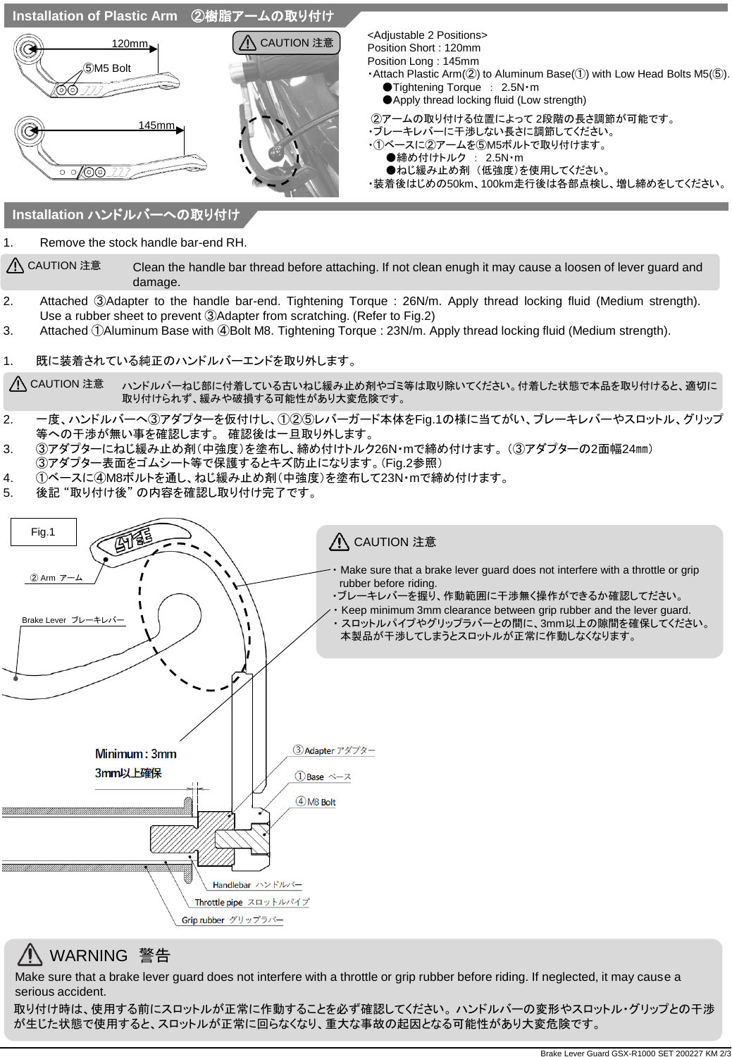## Installation of Plastic Arm　②樹脂アームの取り付け

120mm

⑤M5 Bolt

145mm

CAUTION 注意

<Adjustable 2 Positions>
Position Short : 120mm
Position Long : 145mm
・Attach Plastic Arm(②) to Aluminum Base(①) with Low Head Bolts M5(⑤).
　●Tightening Torque　:　2.5N・m
　●Apply thread locking fluid (Low strength)

②アームの取り付ける位置によって2段階の長さ調節が可能です。
・ブレーキレバーに干渉しない長さに調節してください。
・①ベースに②アームを⑤M5ボルトで取り付けます。
　●締め付けトルク　:　2.5N・m
　●ねじ緩み止め剤（低強度）を使用してください。
・装着後はじめの50km、100km走行後は各部点検し、増し締めをしてください。

## Installation ハンドルバーへの取り付け

1. Remove the stock handle bar-end RH.

CAUTION 注意　Clean the handle bar thread before attaching. If not clean enugh it may cause a loosen of lever guard and damage.

2. Attached ③Adapter to the handle bar-end. Tightening Torque : 26N/m. Apply thread locking fluid (Medium strength). Use a rubber sheet to prevent ③Adapter from scratching. (Refer to Fig.2)
3. Attached ①Aluminum Base with ④Bolt M8. Tightening Torque : 23N/m. Apply thread locking fluid (Medium strength).

1. 既に装着されている純正のハンドルバーエンドを取り外します。

CAUTION 注意　ハンドルバーねじ部に付着している古いねじ緩み止め剤やゴミ等は取り除いてください。付着した状態で本品を取り付けると、適切に取り付けられず、緩みや破損する可能性があり大変危険です。

2. 一度、ハンドルバーへ③アダプターを仮付けし、①②⑤レバーガード本体をFig.1の様に当てがい、ブレーキレバーやスロットル、グリップ等への干渉が無い事を確認します。 確認後は一旦取り外します。
3. ③アダプターにねじ緩み止め剤（中強度）を塗布し、締め付けトルク26N・mで締め付けます。（③アダプターの2面幅24㎜）
③アダプター表面をゴムシート等で保護するとキズ防止になります。（Fig.2参照）
4. ①ベースに④M8ボルトを通し、ねじ緩み止め剤（中強度）を塗布して23N・mで締め付けます。
5. 後記 “取り付け後” の内容を確認し取り付け完了です。

Fig.1

② Arm アーム

Brake Lever ブレーキレバー

Minimum : 3mm
3mm以上確保

③Adapter アダプター
①Base ベース
④M8 Bolt
Handlebar ハンドルバー
Throttle pipe スロットルパイプ
Grip rubber グリップラバー

CAUTION 注意
・Make sure that a brake lever guard does not interfere with a throttle or grip rubber before riding.
・ブレーキレバーを握り、作動範囲に干渉無く操作ができるか確認してください。
・Keep minimum 3mm clearance between grip rubber and the lever guard.
・スロットルパイプやグリップラバーとの間に、3mm以上の隙間を確保してください。
本製品が干渉してしまうとスロットルが正常に作動しなくなります。

### WARNING 警告

Make sure that a brake lever guard does not interfere with a throttle or grip rubber before riding. If neglected, it may cause a serious accident.

取り付け時は、使用する前にスロットルが正常に作動することを必ず確認してください。ハンドルバーの変形やスロットル・グリップとの干渉が生じた状態で使用すると、スロットルが正常に回らなくなり、重大な事故の起因となる可能性があり大変危険です。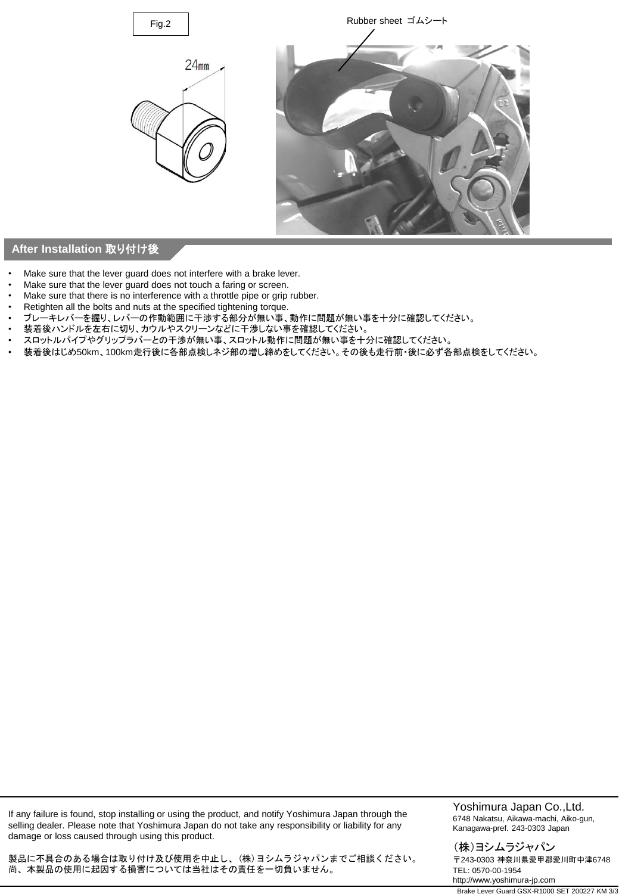Fig.2

24mm

Rubber sheet ゴムシート

## After Installation 取り付け後

- Make sure that the lever guard does not interfere with a brake lever.
- Make sure that the lever guard does not touch a faring or screen.
- Make sure that there is no interference with a throttle pipe or grip rubber.
- Retighten all the bolts and nuts at the specified tightening torque.
- ブレーキレバーを握り、レバーの作動範囲に干渉する部分が無い事、動作に問題が無い事を十分に確認してください。
- 装着後ハンドルを左右に切り、カウルやスクリーンなどに干渉しない事を確認してください。
- スロットルパイプやグリップラバーとの干渉が無い事、スロットル動作に問題が無い事を十分に確認してください。
- 装着後はじめ50km、100km走行後に各部点検しネジ部の増し締めをしてください。その後も走行前・後に必ず各部点検をしてください。

If any failure is found, stop installing or using the product, and notify Yoshimura Japan through the selling dealer. Please note that Yoshimura Japan do not take any responsibility or liability for any damage or loss caused through using this product.

製品に不具合のある場合は取り付け及び使用を中止し、（株）ヨシムラジャパンまでご相談ください。
尚、本製品の使用に起因する損害については当社はその責任を一切負いません。

Yoshimura Japan Co.,Ltd.
6748 Nakatsu, Aikawa-machi, Aiko-gun, Kanagawa-pref. 243-0303 Japan

（株）ヨシムラジャパン
〒243-0303 神奈川県愛甲郡愛川町中津6748
TEL: 0570-00-1954
http://www.yoshimura-jp.com

Brake Lever Guard GSX-R1000 SET 200227 KM